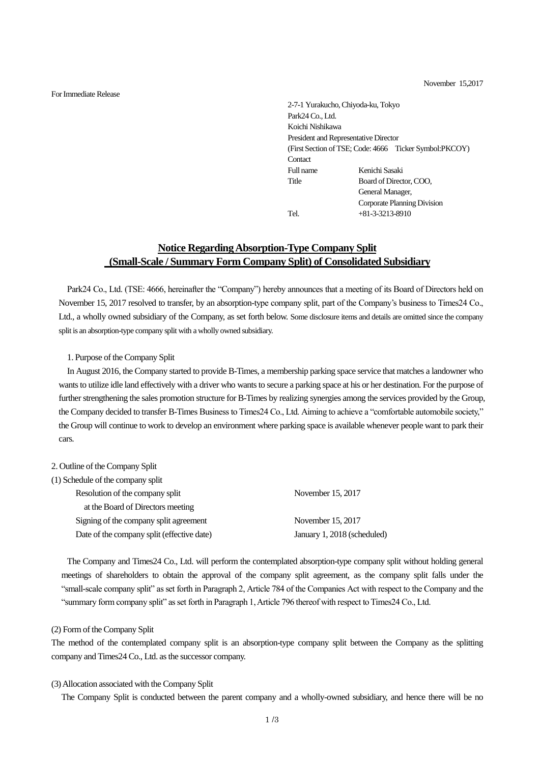November 15,2017

For Immediate Release

2-7-1 Yurakucho, Chiyoda-ku, Tokyo
Park24 Co., Ltd.
Koichi Nishikawa
President and Representative Director
(First Section of TSE; Code: 4666 Ticker Symbol:PKCOY)
Contact

| | |
|---|---|
| Full name | Kenichi Sasaki |
| Title | Board of Director, COO, General Manager, Corporate Planning Division |
| Tel. | +81-3-3213-8910 |

# Notice Regarding Absorption-Type Company Split (Small-Scale / Summary Form Company Split) of Consolidated Subsidiary

Park24 Co., Ltd. (TSE: 4666, hereinafter the "Company") hereby announces that a meeting of its Board of Directors held on November 15, 2017 resolved to transfer, by an absorption-type company split, part of the Company's business to Times24 Co., Ltd., a wholly owned subsidiary of the Company, as set forth below. Some disclosure items and details are omitted since the company split is an absorption-type company split with a wholly owned subsidiary.

1. Purpose of the Company Split

In August 2016, the Company started to provide B-Times, a membership parking space service that matches a landowner who wants to utilize idle land effectively with a driver who wants to secure a parking space at his or her destination. For the purpose of further strengthening the sales promotion structure for B-Times by realizing synergies among the services provided by the Group, the Company decided to transfer B-Times Business to Times24 Co., Ltd. Aiming to achieve a "comfortable automobile society," the Group will continue to work to develop an environment where parking space is available whenever people want to park their cars.

2. Outline of the Company Split

(1) Schedule of the company split

| | |
|---|---|
| Resolution of the company split at the Board of Directors meeting | November 15, 2017 |
| Signing of the company split agreement | November 15, 2017 |
| Date of the company split (effective date) | January 1, 2018 (scheduled) |

The Company and Times24 Co., Ltd. will perform the contemplated absorption-type company split without holding general meetings of shareholders to obtain the approval of the company split agreement, as the company split falls under the "small-scale company split" as set forth in Paragraph 2, Article 784 of the Companies Act with respect to the Company and the "summary form company split" as set forth in Paragraph 1, Article 796 thereof with respect to Times24 Co., Ltd.

(2) Form of the Company Split

The method of the contemplated company split is an absorption-type company split between the Company as the splitting company and Times24 Co., Ltd. as the successor company.

(3) Allocation associated with the Company Split

The Company Split is conducted between the parent company and a wholly-owned subsidiary, and hence there will be no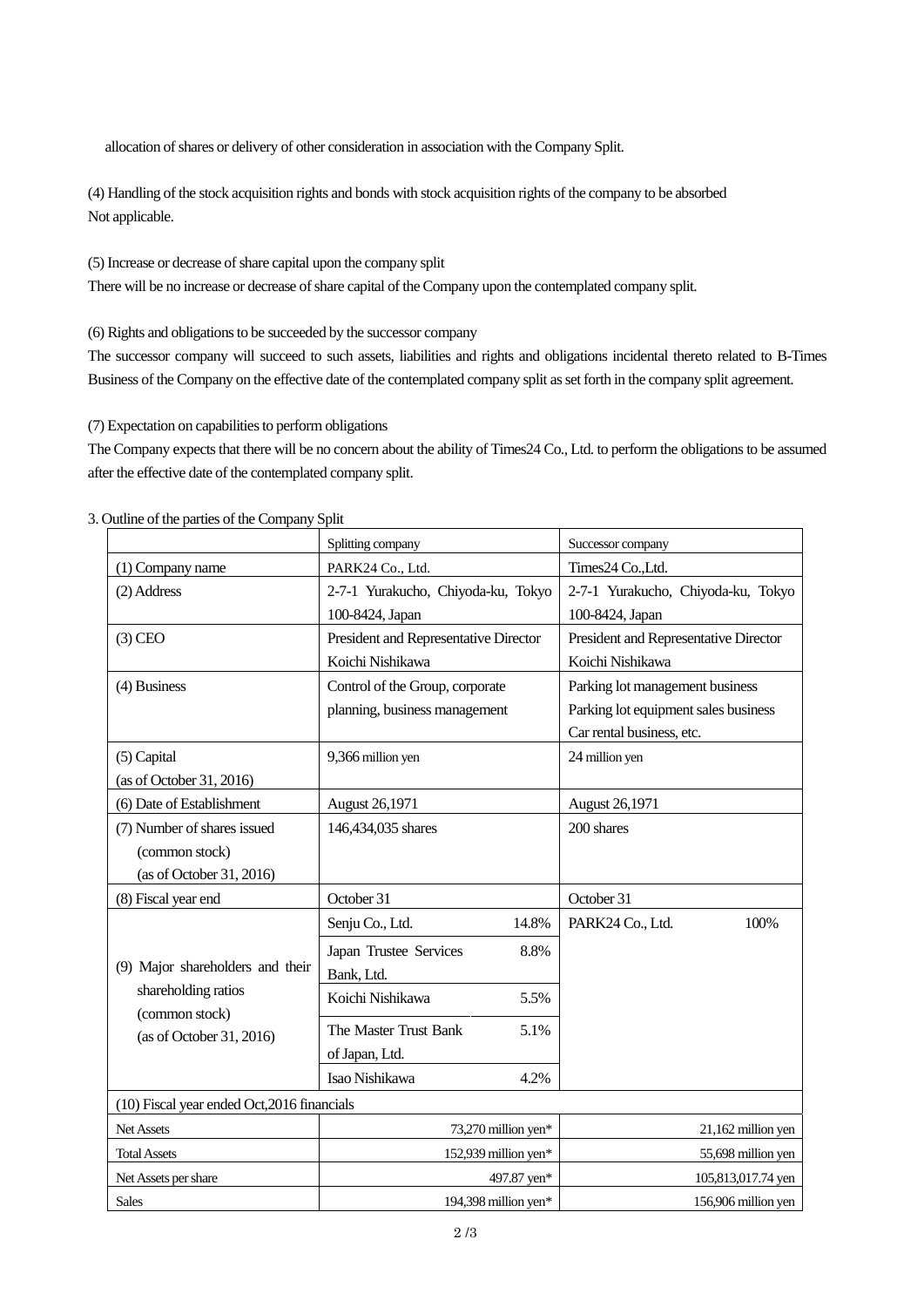allocation of shares or delivery of other consideration in association with the Company Split.

(4) Handling of the stock acquisition rights and bonds with stock acquisition rights of the company to be absorbed
Not applicable.

(5) Increase or decrease of share capital upon the company split
There will be no increase or decrease of share capital of the Company upon the contemplated company split.

(6) Rights and obligations to be succeeded by the successor company
The successor company will succeed to such assets, liabilities and rights and obligations incidental thereto related to B-Times Business of the Company on the effective date of the contemplated company split as set forth in the company split agreement.

(7) Expectation on capabilities to perform obligations
The Company expects that there will be no concern about the ability of Times24 Co., Ltd. to perform the obligations to be assumed after the effective date of the contemplated company split.

3. Outline of the parties of the Company Split

| | Splitting company | | Successor company |
|---|---|---|---|
| (1) Company name | PARK24 Co., Ltd. | | Times24 Co.,Ltd. |
| (2) Address | 2-7-1 Yurakucho, Chiyoda-ku, Tokyo 100-8424, Japan | | 2-7-1 Yurakucho, Chiyoda-ku, Tokyo 100-8424, Japan |
| (3) CEO | President and Representative Director Koichi Nishikawa | | President and Representative Director Koichi Nishikawa |
| (4) Business | Control of the Group, corporate planning, business management | | Parking lot management business<br>Parking lot equipment sales business<br>Car rental business, etc. |
| (5) Capital (as of October 31, 2016) | 9,366 million yen | | 24 million yen |
| (6) Date of Establishment | August 26,1971 | | August 26,1971 |
| (7) Number of shares issued (common stock) (as of October 31, 2016) | 146,434,035 shares | | 200 shares |
| (8) Fiscal year end | October 31 | | October 31 |
| (9) Major shareholders and their shareholding ratios (common stock) (as of October 31, 2016) | Senju Co., Ltd. | 14.8% | PARK24 Co., Ltd. 100% |
| | Japan Trustee Services Bank, Ltd. | 8.8% | |
| | Koichi Nishikawa | 5.5% | |
| | The Master Trust Bank of Japan, Ltd. | 5.1% | |
| | Isao Nishikawa | 4.2% | |
| (10) Fiscal year ended Oct,2016 financials | | | |
| Net Assets | 73,270 million yen* | | 21,162 million yen |
| Total Assets | 152,939 million yen* | | 55,698 million yen |
| Net Assets per share | 497.87 yen* | | 105,813,017.74 yen |
| Sales | 194,398 million yen* | | 156,906 million yen |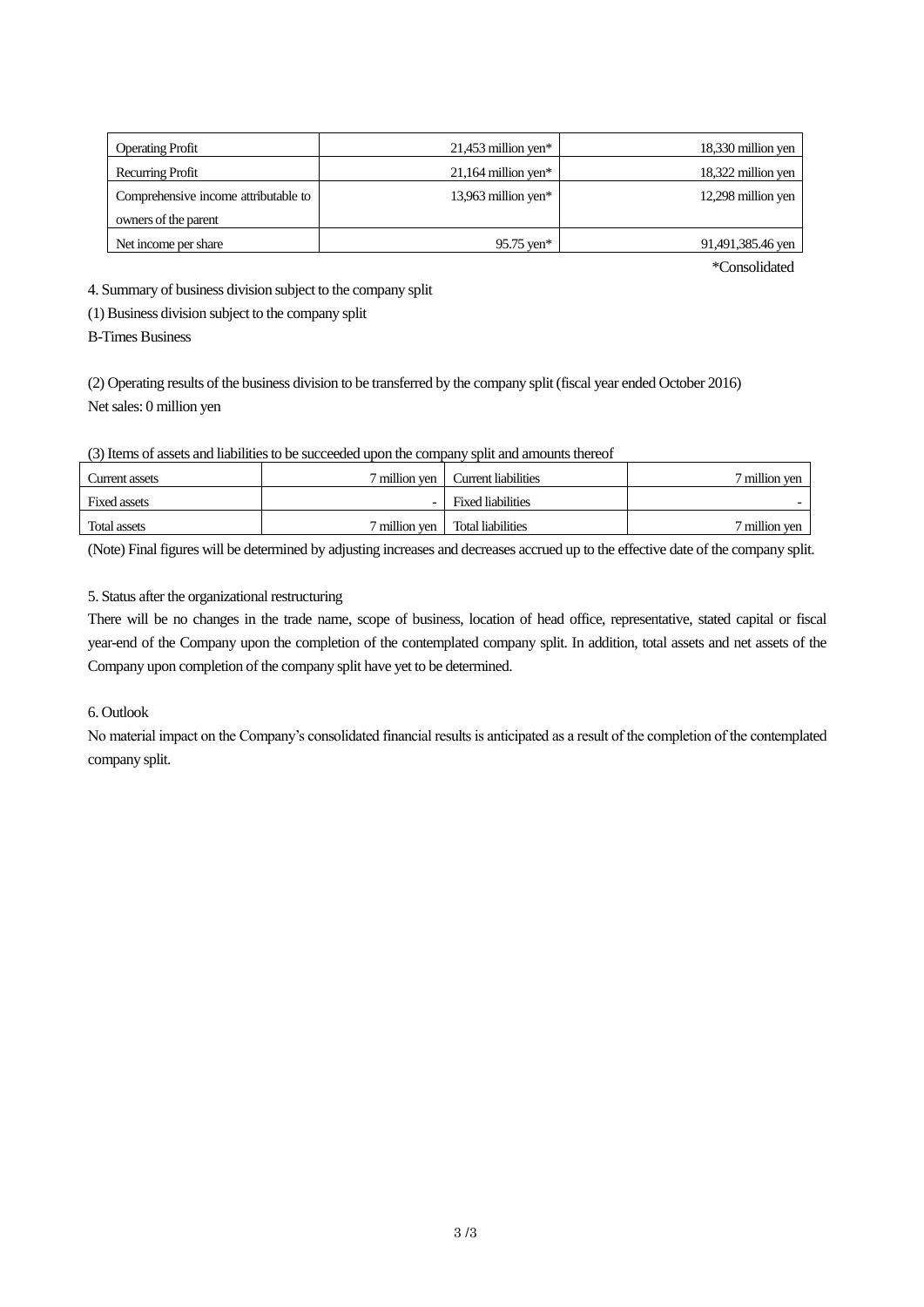| | | |
|---|---|---|
| Operating Profit | 21,453 million yen* | 18,330 million yen |
| Recurring Profit | 21,164 million yen* | 18,322 million yen |
| Comprehensive income attributable to owners of the parent | 13,963 million yen* | 12,298 million yen |
| Net income per share | 95.75 yen* | 91,491,385.46 yen |

*Consolidated

4. Summary of business division subject to the company split

(1) Business division subject to the company split

B-Times Business

(2) Operating results of the business division to be transferred by the company split (fiscal year ended October 2016)

Net sales: 0 million yen

(3) Items of assets and liabilities to be succeeded upon the company split and amounts thereof

| | | | |
|---|---|---|---|
| Current assets | 7 million yen | Current liabilities | 7 million yen |
| Fixed assets | - | Fixed liabilities | - |
| Total assets | 7 million yen | Total liabilities | 7 million yen |

(Note) Final figures will be determined by adjusting increases and decreases accrued up to the effective date of the company split.

5. Status after the organizational restructuring

There will be no changes in the trade name, scope of business, location of head office, representative, stated capital or fiscal year-end of the Company upon the completion of the contemplated company split. In addition, total assets and net assets of the Company upon completion of the company split have yet to be determined.

6. Outlook

No material impact on the Company's consolidated financial results is anticipated as a result of the completion of the contemplated company split.